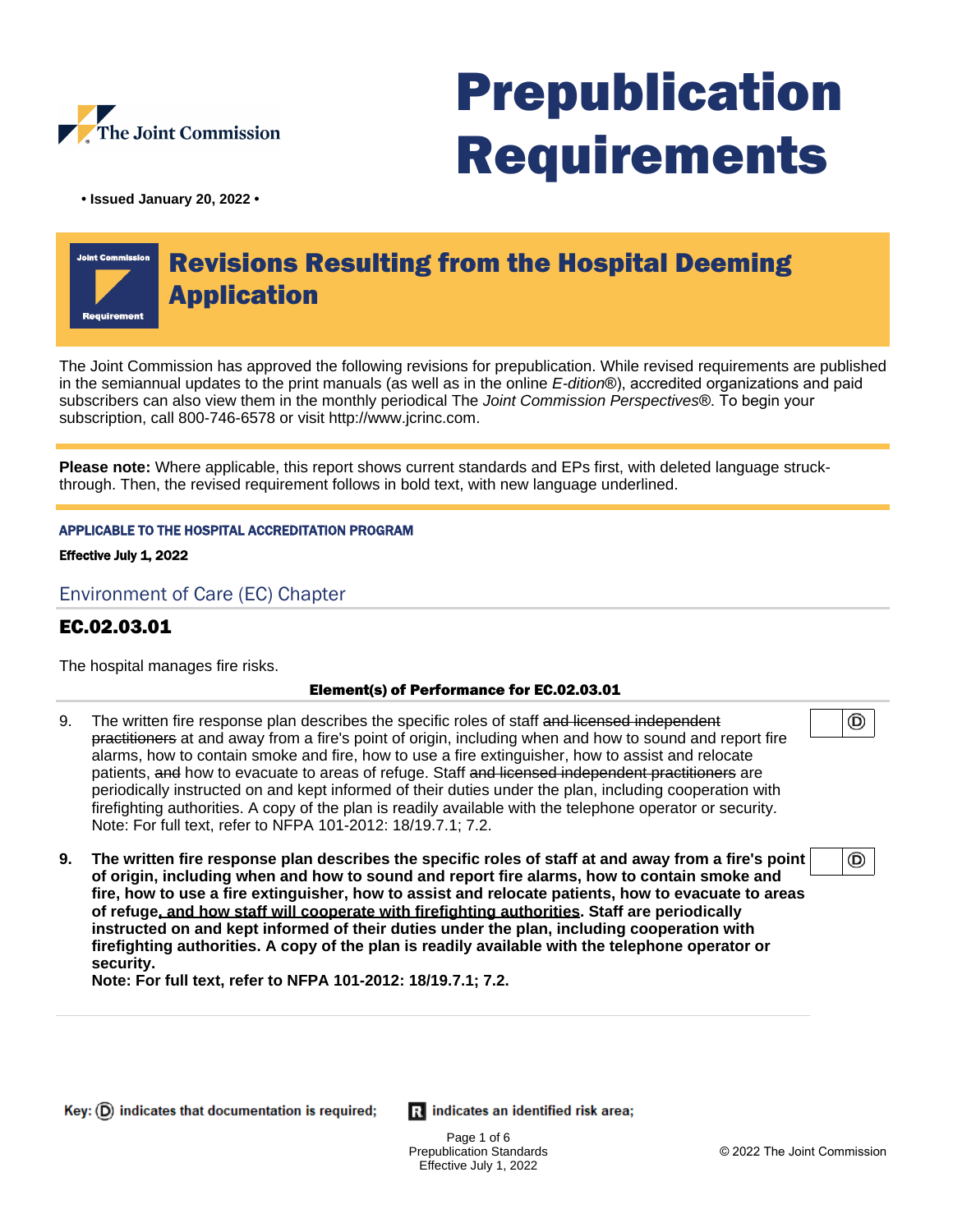The Joint Commission

# Prepublication Requirements

• Issued January 20, 2022 •

## Revisions Resulting from the Hospital Deeming Application

The Joint Commission has approved the following revisions for prepublication. While revised requirements are published in the semiannual updates to the print manuals (as well as in the online *E-dition*®), accredited organizations and paid subscribers can also view them in the monthly periodical The *Joint Commission Perspectives*®. To begin your subscription, call 800-746-6578 or visit http://www.jcrinc.com.

**Please note:** Where applicable, this report shows current standards and EPs first, with deleted language struck-through. Then, the revised requirement follows in bold text, with new language underlined.

**APPLICABLE TO THE HOSPITAL ACCREDITATION PROGRAM**

**Effective July 1, 2022**

## Environment of Care (EC) Chapter

### EC.02.03.01

The hospital manages fire risks.

**Element(s) of Performance for EC.02.03.01**

9. The written fire response plan describes the specific roles of staff ~~and licensed independent practitioners~~ at and away from a fire's point of origin, including when and how to sound and report fire alarms, how to contain smoke and fire, how to use a fire extinguisher, how to assist and relocate patients, ~~and~~ how to evacuate to areas of refuge. Staff ~~and licensed independent practitioners~~ are periodically instructed on and kept informed of their duties under the plan, including cooperation with firefighting authorities. A copy of the plan is readily available with the telephone operator or security.
Note: For full text, refer to NFPA 101-2012: 18/19.7.1; 7.2. (D)

**9. The written fire response plan describes the specific roles of staff at and away from a fire's point of origin, including when and how to sound and report fire alarms, how to contain smoke and fire, how to use a fire extinguisher, how to assist and relocate patients, how to evacuate to areas of refuge<u>, and how staff will cooperate with firefighting authorities</u>. Staff are periodically instructed on and kept informed of their duties under the plan, including cooperation with firefighting authorities. A copy of the plan is readily available with the telephone operator or security.**
**Note: For full text, refer to NFPA 101-2012: 18/19.7.1; 7.2.** (D)

Key: (D) indicates that documentation is required; R indicates an identified risk area;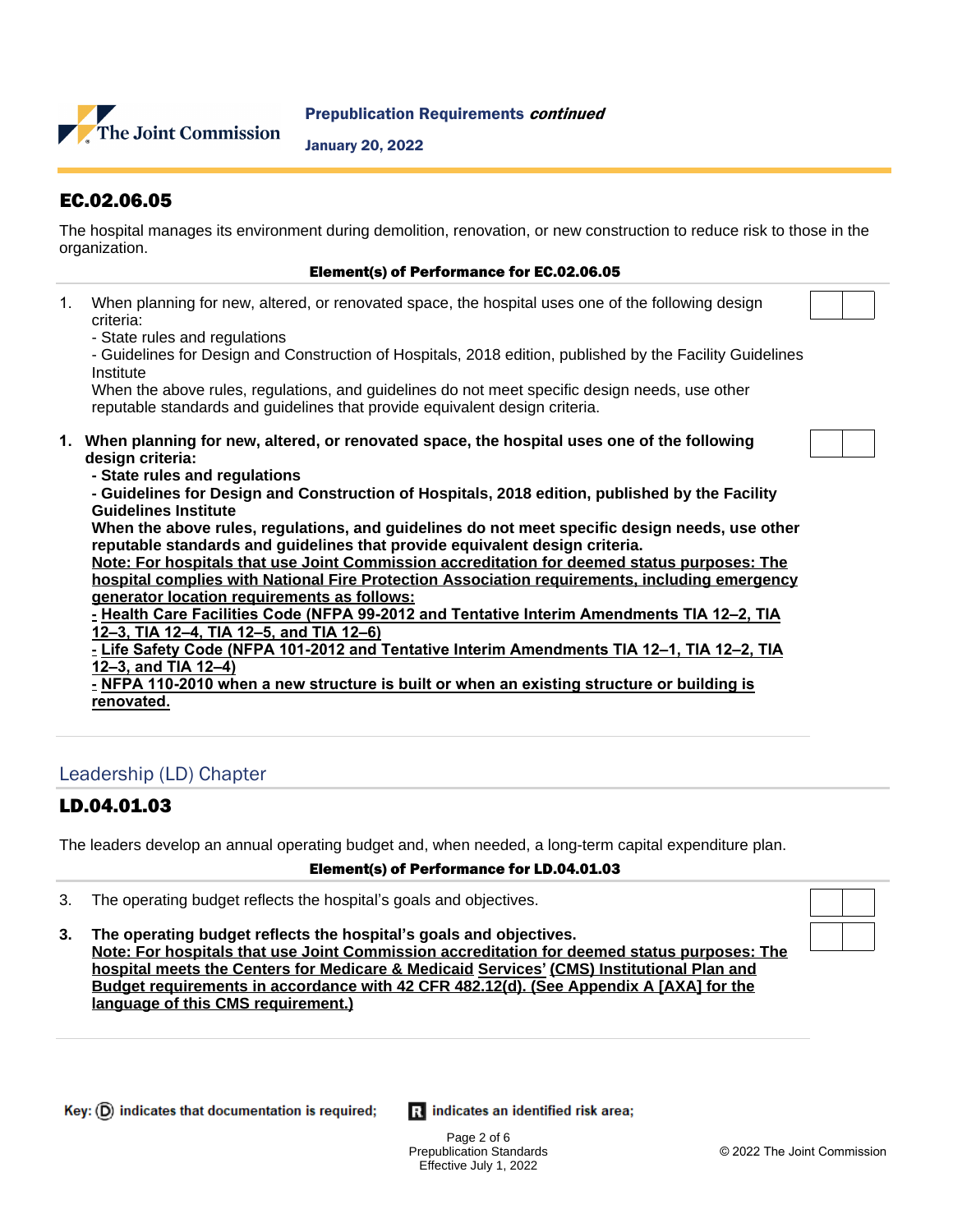## EC.02.06.05

The hospital manages its environment during demolition, renovation, or new construction to reduce risk to those in the organization.

**Element(s) of Performance for EC.02.06.05**

1. When planning for new, altered, or renovated space, the hospital uses one of the following design criteria:
   - State rules and regulations
   - Guidelines for Design and Construction of Hospitals, 2018 edition, published by the Facility Guidelines Institute

   When the above rules, regulations, and guidelines do not meet specific design needs, use other reputable standards and guidelines that provide equivalent design criteria.

1. **When planning for new, altered, or renovated space, the hospital uses one of the following design criteria:**
   **- State rules and regulations**
   **- Guidelines for Design and Construction of Hospitals, 2018 edition, published by the Facility Guidelines Institute**
   **When the above rules, regulations, and guidelines do not meet specific design needs, use other reputable standards and guidelines that provide equivalent design criteria.**
   <u>**Note: For hospitals that use Joint Commission accreditation for deemed status purposes: The hospital complies with National Fire Protection Association requirements, including emergency generator location requirements as follows:**</u>
   <u>**- Health Care Facilities Code (NFPA 99-2012 and Tentative Interim Amendments TIA 12–2, TIA 12–3, TIA 12–4, TIA 12–5, and TIA 12–6)**</u>
   <u>**- Life Safety Code (NFPA 101-2012 and Tentative Interim Amendments TIA 12–1, TIA 12–2, TIA 12–3, and TIA 12–4)**</u>
   <u>**- NFPA 110-2010 when a new structure is built or when an existing structure or building is renovated.**</u>

## Leadership (LD) Chapter

## LD.04.01.03

The leaders develop an annual operating budget and, when needed, a long-term capital expenditure plan.

**Element(s) of Performance for LD.04.01.03**

3. The operating budget reflects the hospital's goals and objectives.

3. **The operating budget reflects the hospital's goals and objectives.**
   <u>**Note: For hospitals that use Joint Commission accreditation for deemed status purposes: The hospital meets the Centers for Medicare & Medicaid Services' (CMS) Institutional Plan and Budget requirements in accordance with 42 CFR 482.12(d). (See Appendix A [AXA] for the language of this CMS requirement.)**</u>

Key: (D) indicates that documentation is required; R indicates an identified risk area;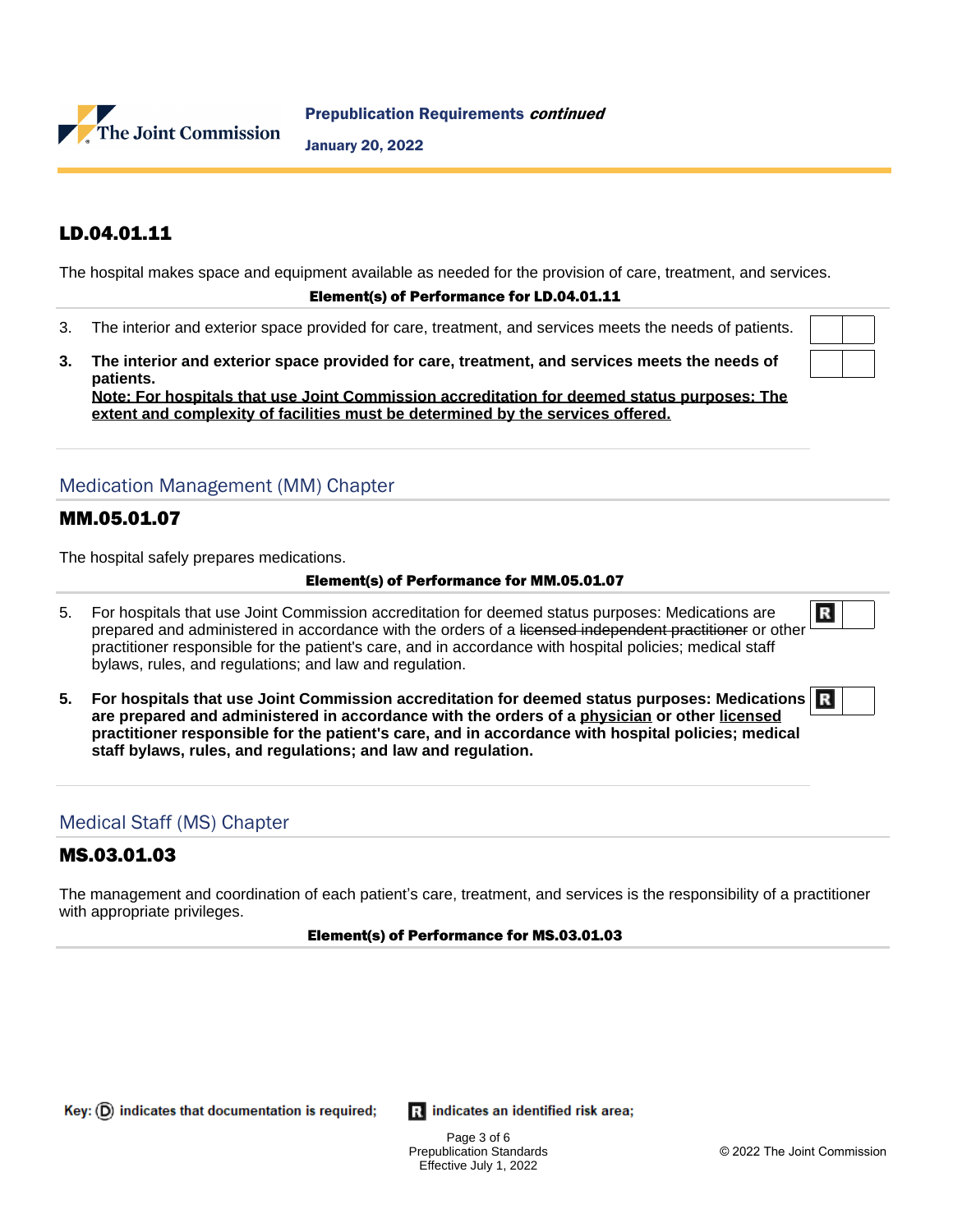## LD.04.01.11

The hospital makes space and equipment available as needed for the provision of care, treatment, and services.

**Element(s) of Performance for LD.04.01.11**

3. The interior and exterior space provided for care, treatment, and services meets the needs of patients.

**3. The interior and exterior space provided for care, treatment, and services meets the needs of patients.**
**<u>Note: For hospitals that use Joint Commission accreditation for deemed status purposes: The extent and complexity of facilities must be determined by the services offered.</u>**

### Medication Management (MM) Chapter

## MM.05.01.07

The hospital safely prepares medications.

**Element(s) of Performance for MM.05.01.07**

5. For hospitals that use Joint Commission accreditation for deemed status purposes: Medications are prepared and administered in accordance with the orders of a ~~licensed independent practitioner~~ or other practitioner responsible for the patient's care, and in accordance with hospital policies; medical staff bylaws, rules, and regulations; and law and regulation. [R]

**5. For hospitals that use Joint Commission accreditation for deemed status purposes: Medications are prepared and administered in accordance with the orders of a <u>physician</u> or other <u>licensed</u> practitioner responsible for the patient's care, and in accordance with hospital policies; medical staff bylaws, rules, and regulations; and law and regulation.** [R]

### Medical Staff (MS) Chapter

## MS.03.01.03

The management and coordination of each patient's care, treatment, and services is the responsibility of a practitioner with appropriate privileges.

**Element(s) of Performance for MS.03.01.03**

Key: (D) indicates that documentation is required; [R] indicates an identified risk area;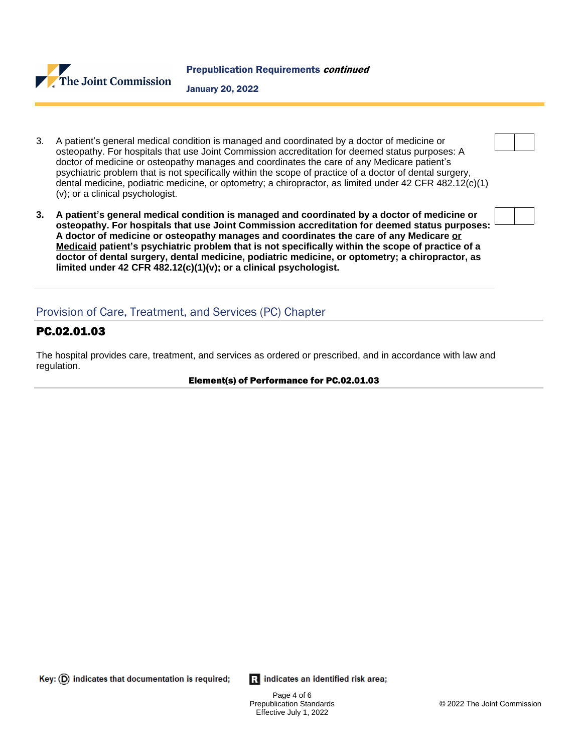3. A patient's general medical condition is managed and coordinated by a doctor of medicine or osteopathy. For hospitals that use Joint Commission accreditation for deemed status purposes: A doctor of medicine or osteopathy manages and coordinates the care of any Medicare patient's psychiatric problem that is not specifically within the scope of practice of a doctor of dental surgery, dental medicine, podiatric medicine, or optometry; a chiropractor, as limited under 42 CFR 482.12(c)(1)(v); or a clinical psychologist.

**3. A patient's general medical condition is managed and coordinated by a doctor of medicine or osteopathy. For hospitals that use Joint Commission accreditation for deemed status purposes: A doctor of medicine or osteopathy manages and coordinates the care of any Medicare <u>or Medicaid</u> patient's psychiatric problem that is not specifically within the scope of practice of a doctor of dental surgery, dental medicine, podiatric medicine, or optometry; a chiropractor, as limited under 42 CFR 482.12(c)(1)(v); or a clinical psychologist.**

## Provision of Care, Treatment, and Services (PC) Chapter

### PC.02.01.03

The hospital provides care, treatment, and services as ordered or prescribed, and in accordance with law and regulation.

**Element(s) of Performance for PC.02.01.03**

Key: (D) indicates that documentation is required; R indicates an identified risk area;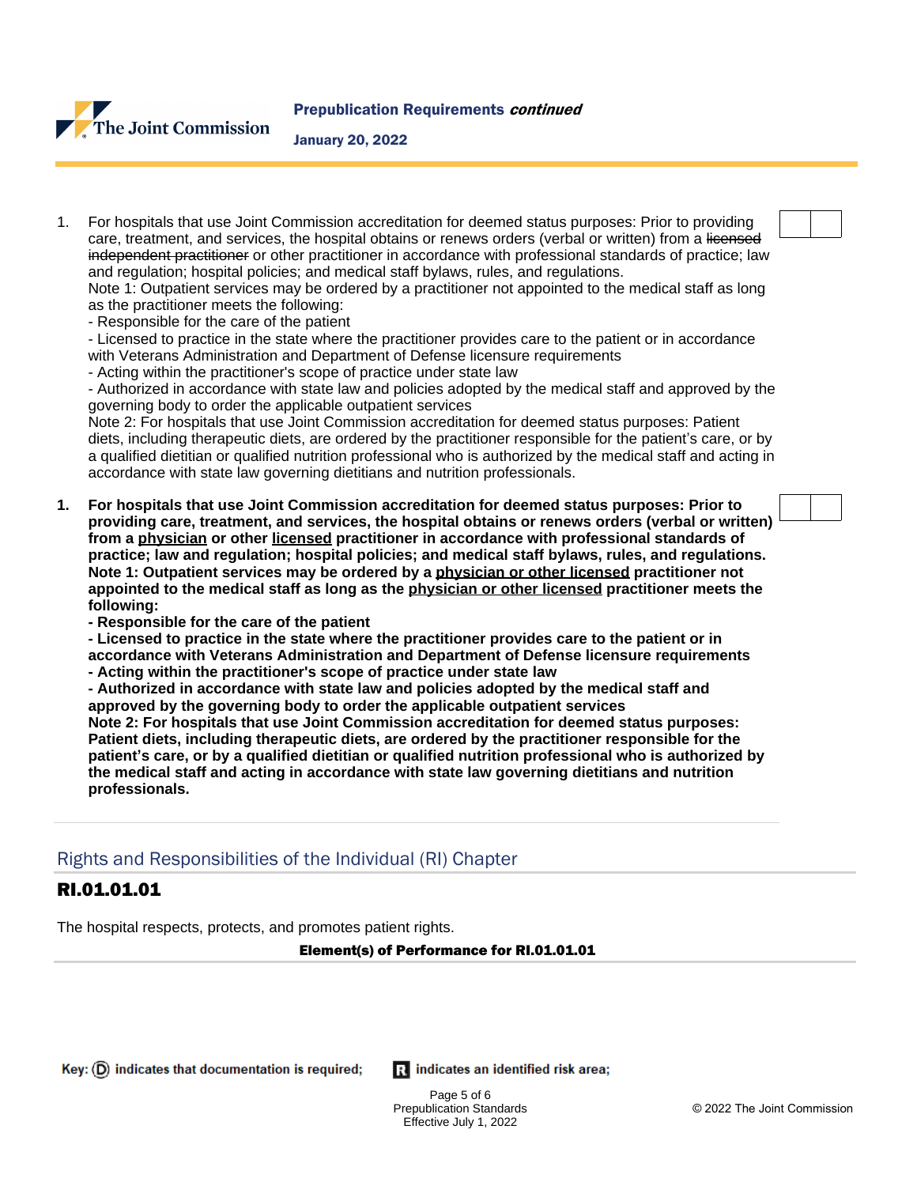1. For hospitals that use Joint Commission accreditation for deemed status purposes: Prior to providing care, treatment, and services, the hospital obtains or renews orders (verbal or written) from a ~~licensed independent practitioner~~ or other practitioner in accordance with professional standards of practice; law and regulation; hospital policies; and medical staff bylaws, rules, and regulations.
   Note 1: Outpatient services may be ordered by a practitioner not appointed to the medical staff as long as the practitioner meets the following:
   - Responsible for the care of the patient
   - Licensed to practice in the state where the practitioner provides care to the patient or in accordance with Veterans Administration and Department of Defense licensure requirements
   - Acting within the practitioner's scope of practice under state law
   - Authorized in accordance with state law and policies adopted by the medical staff and approved by the governing body to order the applicable outpatient services

   Note 2: For hospitals that use Joint Commission accreditation for deemed status purposes: Patient diets, including therapeutic diets, are ordered by the practitioner responsible for the patient's care, or by a qualified dietitian or qualified nutrition professional who is authorized by the medical staff and acting in accordance with state law governing dietitians and nutrition professionals.

1. **For hospitals that use Joint Commission accreditation for deemed status purposes: Prior to providing care, treatment, and services, the hospital obtains or renews orders (verbal or written) from a <u>physician</u> or other <u>licensed</u> practitioner in accordance with professional standards of practice; law and regulation; hospital policies; and medical staff bylaws, rules, and regulations.**
   **Note 1: Outpatient services may be ordered by a <u>physician or other licensed</u> practitioner not appointed to the medical staff as long as the <u>physician or other licensed</u> practitioner meets the following:**
   **- Responsible for the care of the patient**
   **- Licensed to practice in the state where the practitioner provides care to the patient or in accordance with Veterans Administration and Department of Defense licensure requirements**
   **- Acting within the practitioner's scope of practice under state law**
   **- Authorized in accordance with state law and policies adopted by the medical staff and approved by the governing body to order the applicable outpatient services**

   **Note 2: For hospitals that use Joint Commission accreditation for deemed status purposes: Patient diets, including therapeutic diets, are ordered by the practitioner responsible for the patient's care, or by a qualified dietitian or qualified nutrition professional who is authorized by the medical staff and acting in accordance with state law governing dietitians and nutrition professionals.**

## Rights and Responsibilities of the Individual (RI) Chapter

### RI.01.01.01

The hospital respects, protects, and promotes patient rights.

**Element(s) of Performance for RI.01.01.01**

Key: (D) indicates that documentation is required; R indicates an identified risk area;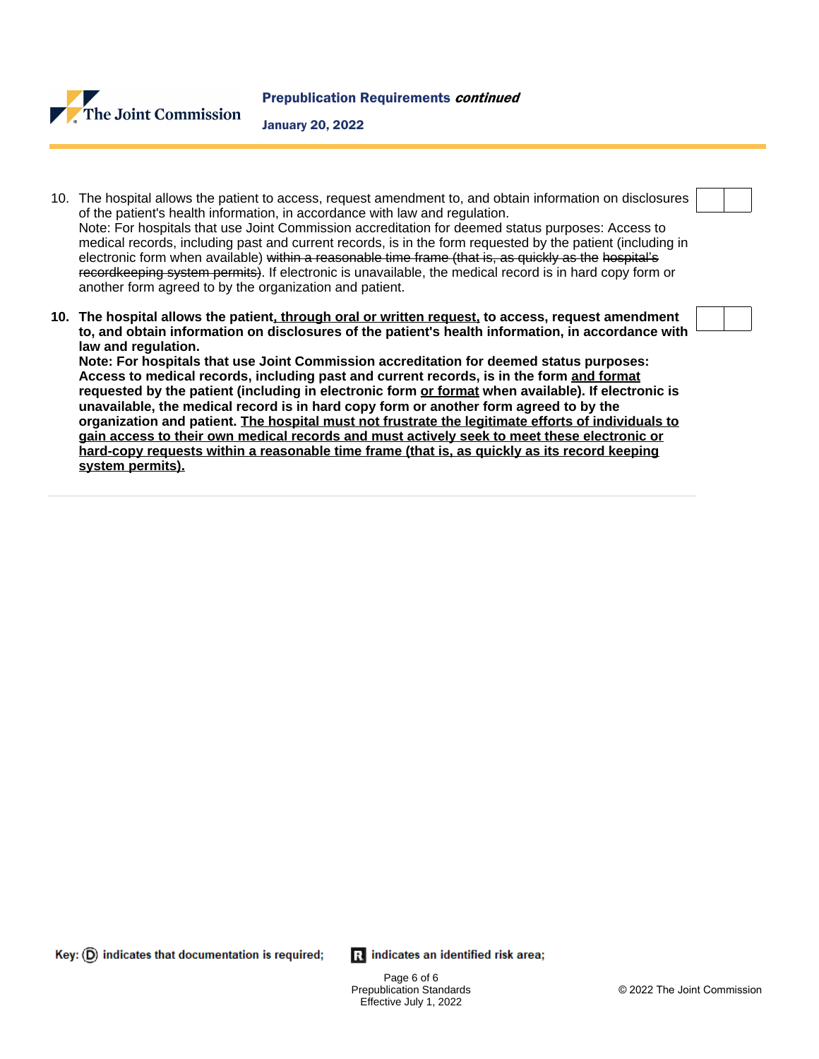10. The hospital allows the patient to access, request amendment to, and obtain information on disclosures of the patient's health information, in accordance with law and regulation.
Note: For hospitals that use Joint Commission accreditation for deemed status purposes: Access to medical records, including past and current records, is in the form requested by the patient (including in electronic form when available) ~~within a reasonable time frame (that is, as quickly as the hospital's recordkeeping system permits)~~. If electronic is unavailable, the medical record is in hard copy form or another form agreed to by the organization and patient.

**10. The hospital allows the patient<u>, through oral or written request,</u> to access, request amendment to, and obtain information on disclosures of the patient's health information, in accordance with law and regulation.**
**Note: For hospitals that use Joint Commission accreditation for deemed status purposes: Access to medical records, including past and current records, is in the form <u>and format</u> requested by the patient (including in electronic form <u>or format</u> when available). If electronic is unavailable, the medical record is in hard copy form or another form agreed to by the organization and patient. <u>The hospital must not frustrate the legitimate efforts of individuals to gain access to their own medical records and must actively seek to meet these electronic or hard-copy requests within a reasonable time frame (that is, as quickly as its record keeping system permits).</u>**

Key: (D) indicates that documentation is required; R indicates an identified risk area;